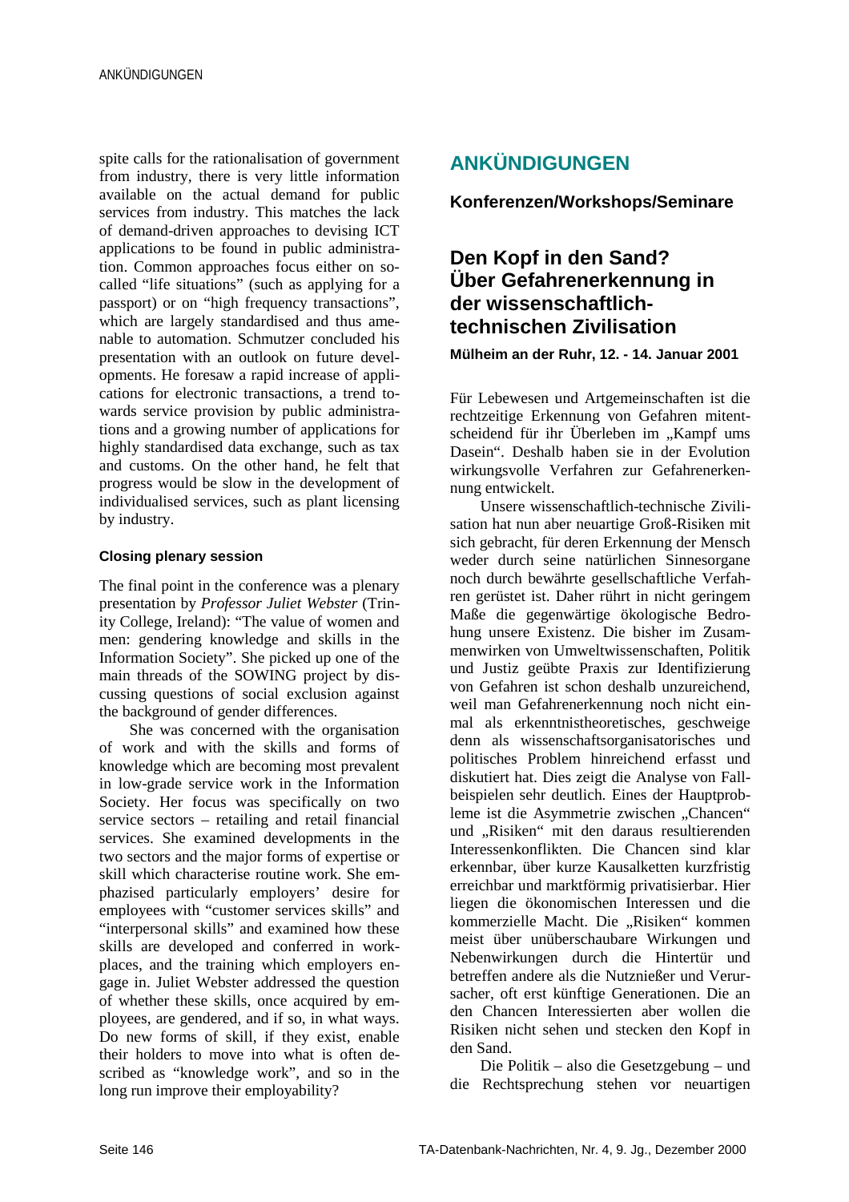spite calls for the rationalisation of government from industry, there is very little information available on the actual demand for public services from industry. This matches the lack of demand-driven approaches to devising ICT applications to be found in public administration. Common approaches focus either on so-called "life situations" (such as applying for a passport) or on "high frequency transactions", which are largely standardised and thus amenable to automation. Schmutzer concluded his presentation with an outlook on future developments. He foresaw a rapid increase of applications for electronic transactions, a trend towards service provision by public administrations and a growing number of applications for highly standardised data exchange, such as tax and customs. On the other hand, he felt that progress would be slow in the development of individualised services, such as plant licensing by industry.

#### Closing plenary session

The final point in the conference was a plenary presentation by *Professor Juliet Webster* (Trinity College, Ireland): "The value of women and men: gendering knowledge and skills in the Information Society". She picked up one of the main threads of the SOWING project by discussing questions of social exclusion against the background of gender differences.

She was concerned with the organisation of work and with the skills and forms of knowledge which are becoming most prevalent in low-grade service work in the Information Society. Her focus was specifically on two service sectors – retailing and retail financial services. She examined developments in the two sectors and the major forms of expertise or skill which characterise routine work. She emphazised particularly employers' desire for employees with "customer services skills" and "interpersonal skills" and examined how these skills are developed and conferred in workplaces, and the training which employers engage in. Juliet Webster addressed the question of whether these skills, once acquired by employees, are gendered, and if so, in what ways. Do new forms of skill, if they exist, enable their holders to move into what is often described as "knowledge work", and so in the long run improve their employability?

# ANKÜNDIGUNGEN

## Konferenzen/Workshops/Seminare

### Den Kopf in den Sand? Über Gefahrenerkennung in der wissenschaftlich-technischen Zivilisation

**Mülheim an der Ruhr, 12. - 14. Januar 2001**

Für Lebewesen und Artgemeinschaften ist die rechtzeitige Erkennung von Gefahren mitentscheidend für ihr Überleben im „Kampf ums Dasein". Deshalb haben sie in der Evolution wirkungsvolle Verfahren zur Gefahrenerkennung entwickelt.

Unsere wissenschaftlich-technische Zivilisation hat nun aber neuartige Groß-Risiken mit sich gebracht, für deren Erkennung der Mensch weder durch seine natürlichen Sinnesorgane noch durch bewährte gesellschaftliche Verfahren gerüstet ist. Daher rührt in nicht geringem Maße die gegenwärtige ökologische Bedrohung unsere Existenz. Die bisher im Zusammenwirken von Umweltwissenschaften, Politik und Justiz geübte Praxis zur Identifizierung von Gefahren ist schon deshalb unzureichend, weil man Gefahrenerkennung noch nicht einmal als erkenntnistheoretisches, geschweige denn als wissenschaftsorganisatorisches und politisches Problem hinreichend erfasst und diskutiert hat. Dies zeigt die Analyse von Fallbeispielen sehr deutlich. Eines der Hauptprobleme ist die Asymmetrie zwischen „Chancen" und „Risiken" mit den daraus resultierenden Interessenkonflikten. Die Chancen sind klar erkennbar, über kurze Kausalketten kurzfristig erreichbar und marktförmig privatisierbar. Hier liegen die ökonomischen Interessen und die kommerzielle Macht. Die „Risiken" kommen meist über unüberschaubare Wirkungen und Nebenwirkungen durch die Hintertür und betreffen andere als die Nutznießer und Verursacher, oft erst künftige Generationen. Die an den Chancen Interessierten aber wollen die Risiken nicht sehen und stecken den Kopf in den Sand.

Die Politik – also die Gesetzgebung – und die Rechtsprechung stehen vor neuartigen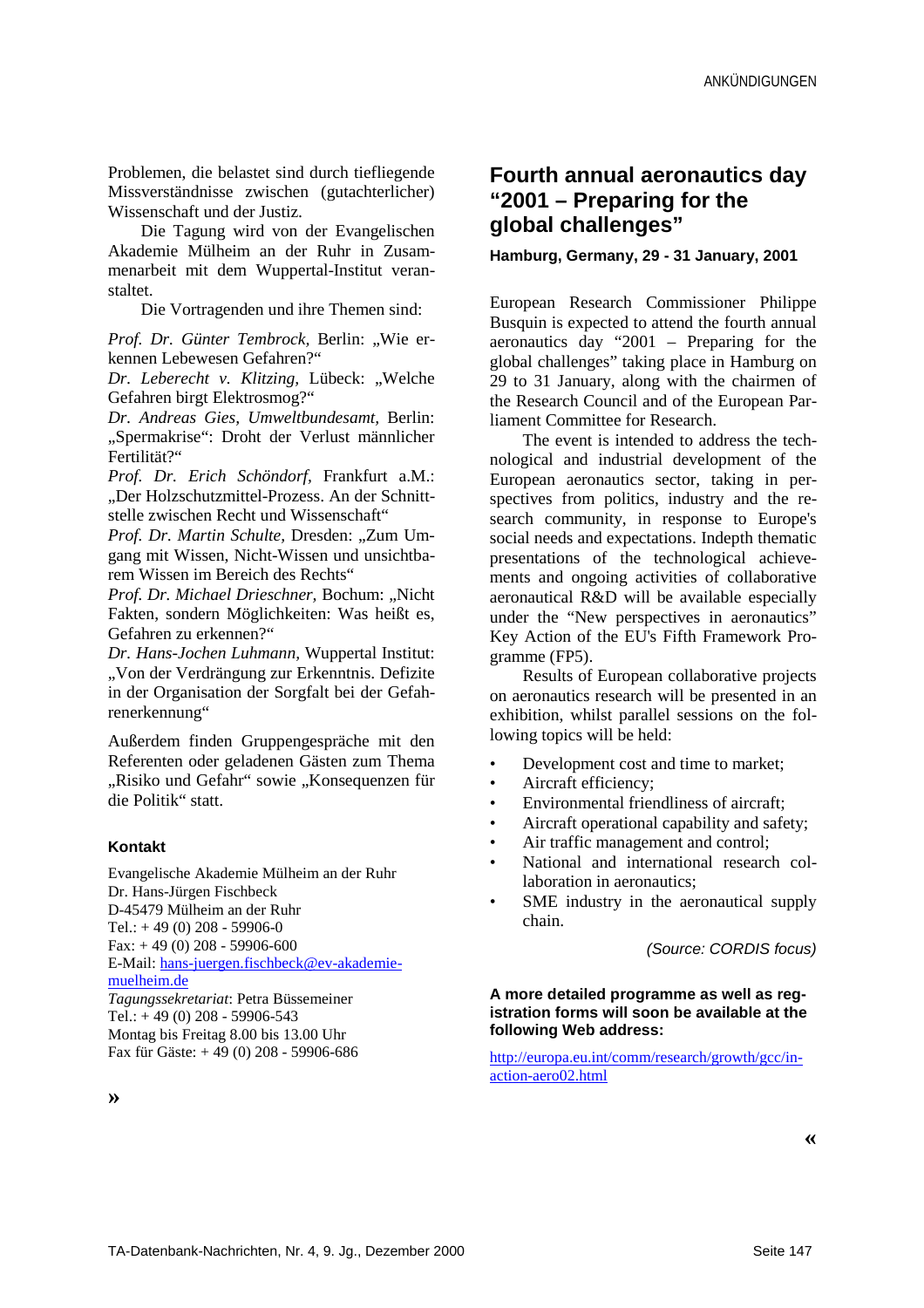Problemen, die belastet sind durch tiefliegende Missverständnisse zwischen (gutachterlicher) Wissenschaft und der Justiz.

Die Tagung wird von der Evangelischen Akademie Mülheim an der Ruhr in Zusammenarbeit mit dem Wuppertal-Institut veranstaltet.

Die Vortragenden und ihre Themen sind:

*Prof. Dr. Günter Tembrock,* Berlin: „Wie erkennen Lebewesen Gefahren?"

*Dr. Leberecht v. Klitzing,* Lübeck: „Welche Gefahren birgt Elektrosmog?"

*Dr. Andreas Gies, Umweltbundesamt,* Berlin: „Spermakrise": Droht der Verlust männlicher Fertilität?"

*Prof. Dr. Erich Schöndorf,* Frankfurt a.M.: „Der Holzschutzmittel-Prozess. An der Schnittstelle zwischen Recht und Wissenschaft"

*Prof. Dr. Martin Schulte,* Dresden: „Zum Umgang mit Wissen, Nicht-Wissen und unsichtbarem Wissen im Bereich des Rechts"

*Prof. Dr. Michael Drieschner,* Bochum: „Nicht Fakten, sondern Möglichkeiten: Was heißt es, Gefahren zu erkennen?"

*Dr. Hans-Jochen Luhmann,* Wuppertal Institut: „Von der Verdrängung zur Erkenntnis. Defizite in der Organisation der Sorgfalt bei der Gefahrenerkennung"

Außerdem finden Gruppengespräche mit den Referenten oder geladenen Gästen zum Thema „Risiko und Gefahr" sowie „Konsequenzen für die Politik" statt.

**Kontakt**

Evangelische Akademie Mülheim an der Ruhr
Dr. Hans-Jürgen Fischbeck
D-45479 Mülheim an der Ruhr
Tel.: + 49 (0) 208 - 59906-0
Fax: + 49 (0) 208 - 59906-600
E-Mail: hans-juergen.fischbeck@ev-akademie-muelheim.de
*Tagungssekretariat*: Petra Büssemeiner
Tel.: + 49 (0) 208 - 59906-543
Montag bis Freitag 8.00 bis 13.00 Uhr
Fax für Gäste: + 49 (0) 208 - 59906-686

»

## Fourth annual aeronautics day "2001 – Preparing for the global challenges"

**Hamburg, Germany, 29 - 31 January, 2001**

European Research Commissioner Philippe Busquin is expected to attend the fourth annual aeronautics day "2001 – Preparing for the global challenges" taking place in Hamburg on 29 to 31 January, along with the chairmen of the Research Council and of the European Parliament Committee for Research.

The event is intended to address the technological and industrial development of the European aeronautics sector, taking in perspectives from politics, industry and the research community, in response to Europe's social needs and expectations. Indepth thematic presentations of the technological achievements and ongoing activities of collaborative aeronautical R&D will be available especially under the "New perspectives in aeronautics" Key Action of the EU's Fifth Framework Programme (FP5).

Results of European collaborative projects on aeronautics research will be presented in an exhibition, whilst parallel sessions on the following topics will be held:

- Development cost and time to market;
- Aircraft efficiency;
- Environmental friendliness of aircraft;
- Aircraft operational capability and safety;
- Air traffic management and control;
- National and international research collaboration in aeronautics;
- SME industry in the aeronautical supply chain.

*(Source: CORDIS focus)*

**A more detailed programme as well as registration forms will soon be available at the following Web address:**

http://europa.eu.int/comm/research/growth/gcc/in-action-aero02.html

«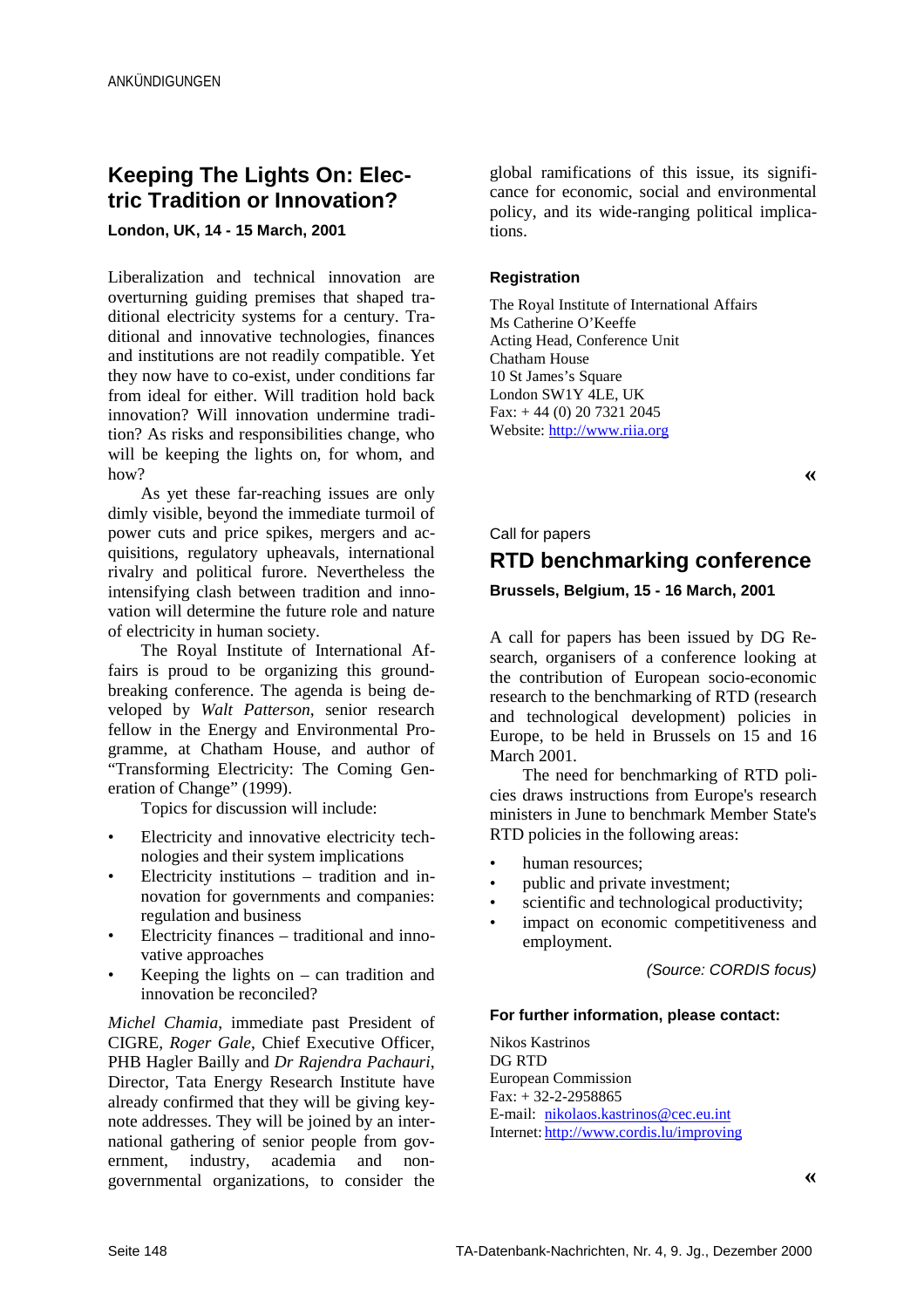## Keeping The Lights On: Electric Tradition or Innovation?

**London, UK, 14 - 15 March, 2001**

Liberalization and technical innovation are overturning guiding premises that shaped traditional electricity systems for a century. Traditional and innovative technologies, finances and institutions are not readily compatible. Yet they now have to co-exist, under conditions far from ideal for either. Will tradition hold back innovation? Will innovation undermine tradition? As risks and responsibilities change, who will be keeping the lights on, for whom, and how?

As yet these far-reaching issues are only dimly visible, beyond the immediate turmoil of power cuts and price spikes, mergers and acquisitions, regulatory upheavals, international rivalry and political furore. Nevertheless the intensifying clash between tradition and innovation will determine the future role and nature of electricity in human society.

The Royal Institute of International Affairs is proud to be organizing this groundbreaking conference. The agenda is being developed by *Walt Patterson*, senior research fellow in the Energy and Environmental Programme, at Chatham House, and author of "Transforming Electricity: The Coming Generation of Change" (1999).

Topics for discussion will include:

- Electricity and innovative electricity technologies and their system implications
- Electricity institutions – tradition and innovation for governments and companies: regulation and business
- Electricity finances – traditional and innovative approaches
- Keeping the lights on – can tradition and innovation be reconciled?

*Michel Chamia*, immediate past President of CIGRE, *Roger Gale*, Chief Executive Officer, PHB Hagler Bailly and *Dr Rajendra Pachauri*, Director, Tata Energy Research Institute have already confirmed that they will be giving keynote addresses. They will be joined by an international gathering of senior people from government, industry, academia and non-governmental organizations, to consider the global ramifications of this issue, its significance for economic, social and environmental policy, and its wide-ranging political implications.

**Registration**

The Royal Institute of International Affairs
Ms Catherine O'Keeffe
Acting Head, Conference Unit
Chatham House
10 St James's Square
London SW1Y 4LE, UK
Fax: + 44 (0) 20 7321 2045
Website: http://www.riia.org

«

Call for papers

## RTD benchmarking conference

**Brussels, Belgium, 15 - 16 March, 2001**

A call for papers has been issued by DG Research, organisers of a conference looking at the contribution of European socio-economic research to the benchmarking of RTD (research and technological development) policies in Europe, to be held in Brussels on 15 and 16 March 2001.

The need for benchmarking of RTD policies draws instructions from Europe's research ministers in June to benchmark Member State's RTD policies in the following areas:

- human resources;
- public and private investment;
- scientific and technological productivity;
- impact on economic competitiveness and employment.

*(Source: CORDIS focus)*

**For further information, please contact:**

Nikos Kastrinos
DG RTD
European Commission
Fax: + 32-2-2958865
E-mail: nikolaos.kastrinos@cec.eu.int
Internet: http://www.cordis.lu/improving

«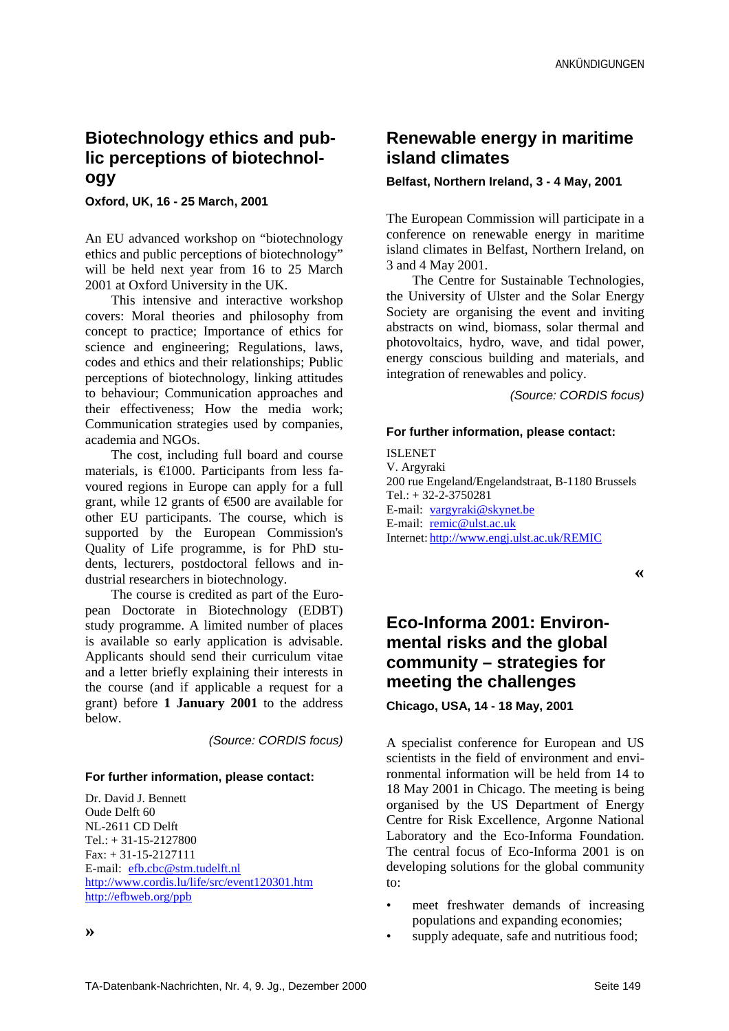## Biotechnology ethics and public perceptions of biotechnology

**Oxford, UK, 16 - 25 March, 2001**

An EU advanced workshop on "biotechnology ethics and public perceptions of biotechnology" will be held next year from 16 to 25 March 2001 at Oxford University in the UK.

This intensive and interactive workshop covers: Moral theories and philosophy from concept to practice; Importance of ethics for science and engineering; Regulations, laws, codes and ethics and their relationships; Public perceptions of biotechnology, linking attitudes to behaviour; Communication approaches and their effectiveness; How the media work; Communication strategies used by companies, academia and NGOs.

The cost, including full board and course materials, is €1000. Participants from less favoured regions in Europe can apply for a full grant, while 12 grants of €500 are available for other EU participants. The course, which is supported by the European Commission's Quality of Life programme, is for PhD students, lecturers, postdoctoral fellows and industrial researchers in biotechnology.

The course is credited as part of the European Doctorate in Biotechnology (EDBT) study programme. A limited number of places is available so early application is advisable. Applicants should send their curriculum vitae and a letter briefly explaining their interests in the course (and if applicable a request for a grant) before **1 January 2001** to the address below.

*(Source: CORDIS focus)*

**For further information, please contact:**

Dr. David J. Bennett
Oude Delft 60
NL-2611 CD Delft
Tel.: + 31-15-2127800
Fax: + 31-15-2127111
E-mail: efb.cbc@stm.tudelft.nl
http://www.cordis.lu/life/src/event120301.htm
http://efbweb.org/ppb

»

## Renewable energy in maritime island climates

**Belfast, Northern Ireland, 3 - 4 May, 2001**

The European Commission will participate in a conference on renewable energy in maritime island climates in Belfast, Northern Ireland, on 3 and 4 May 2001.

The Centre for Sustainable Technologies, the University of Ulster and the Solar Energy Society are organising the event and inviting abstracts on wind, biomass, solar thermal and photovoltaics, hydro, wave, and tidal power, energy conscious building and materials, and integration of renewables and policy.

*(Source: CORDIS focus)*

**For further information, please contact:**

ISLENET
V. Argyraki
200 rue Engeland/Engelandstraat, B-1180 Brussels
Tel.: + 32-2-3750281
E-mail: vargyraki@skynet.be
E-mail: remic@ulst.ac.uk
Internet: http://www.engj.ulst.ac.uk/REMIC

«

## Eco-Informa 2001: Environmental risks and the global community – strategies for meeting the challenges

**Chicago, USA, 14 - 18 May, 2001**

A specialist conference for European and US scientists in the field of environment and environmental information will be held from 14 to 18 May 2001 in Chicago. The meeting is being organised by the US Department of Energy Centre for Risk Excellence, Argonne National Laboratory and the Eco-Informa Foundation. The central focus of Eco-Informa 2001 is on developing solutions for the global community to:

- meet freshwater demands of increasing populations and expanding economies;
- supply adequate, safe and nutritious food;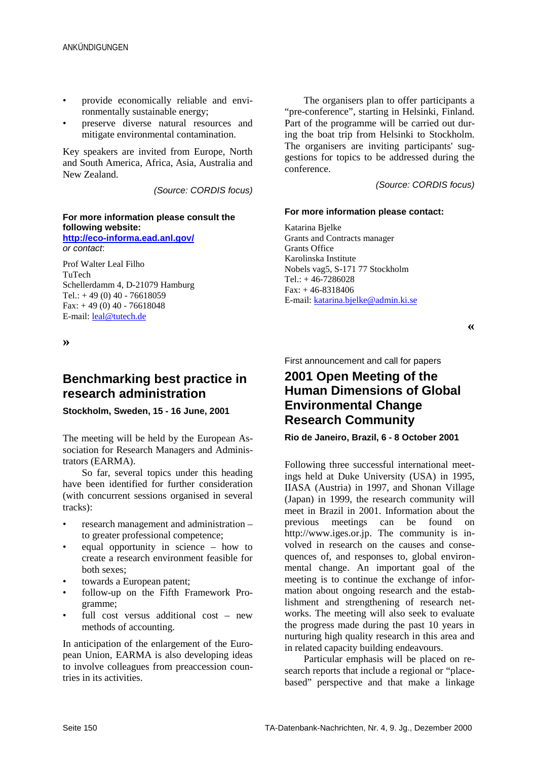- provide economically reliable and environmentally sustainable energy;
- preserve diverse natural resources and mitigate environmental contamination.

Key speakers are invited from Europe, North and South America, Africa, Asia, Australia and New Zealand.

*(Source: CORDIS focus)*

**For more information please consult the following website:**
**http://eco-informa.ead.anl.gov/**
*or contact*:

Prof Walter Leal Filho
TuTech
Schellerdamm 4, D-21079 Hamburg
Tel.: + 49 (0) 40 - 76618059
Fax: + 49 (0) 40 - 76618048
E-mail: leal@tutech.de

»

## Benchmarking best practice in research administration

**Stockholm, Sweden, 15 - 16 June, 2001**

The meeting will be held by the European Association for Research Managers and Administrators (EARMA).

So far, several topics under this heading have been identified for further consideration (with concurrent sessions organised in several tracks):

- research management and administration – to greater professional competence;
- equal opportunity in science – how to create a research environment feasible for both sexes;
- towards a European patent;
- follow-up on the Fifth Framework Programme;
- full cost versus additional cost – new methods of accounting.

In anticipation of the enlargement of the European Union, EARMA is also developing ideas to involve colleagues from preaccession countries in its activities.

The organisers plan to offer participants a "pre-conference", starting in Helsinki, Finland. Part of the programme will be carried out during the boat trip from Helsinki to Stockholm. The organisers are inviting participants' suggestions for topics to be addressed during the conference.

*(Source: CORDIS focus)*

**For more information please contact:**

Katarina Bjelke
Grants and Contracts manager
Grants Office
Karolinska Institute
Nobels vag5, S-171 77 Stockholm
Tel.: + 46-7286028
Fax: + 46-8318406
E-mail: katarina.bjelke@admin.ki.se

«

First announcement and call for papers

## 2001 Open Meeting of the Human Dimensions of Global Environmental Change Research Community

**Rio de Janeiro, Brazil, 6 - 8 October 2001**

Following three successful international meetings held at Duke University (USA) in 1995, IIASA (Austria) in 1997, and Shonan Village (Japan) in 1999, the research community will meet in Brazil in 2001. Information about the previous meetings can be found on http://www.iges.or.jp. The community is involved in research on the causes and consequences of, and responses to, global environmental change. An important goal of the meeting is to continue the exchange of information about ongoing research and the establishment and strengthening of research networks. The meeting will also seek to evaluate the progress made during the past 10 years in nurturing high quality research in this area and in related capacity building endeavours.

Particular emphasis will be placed on research reports that include a regional or "place-based" perspective and that make a linkage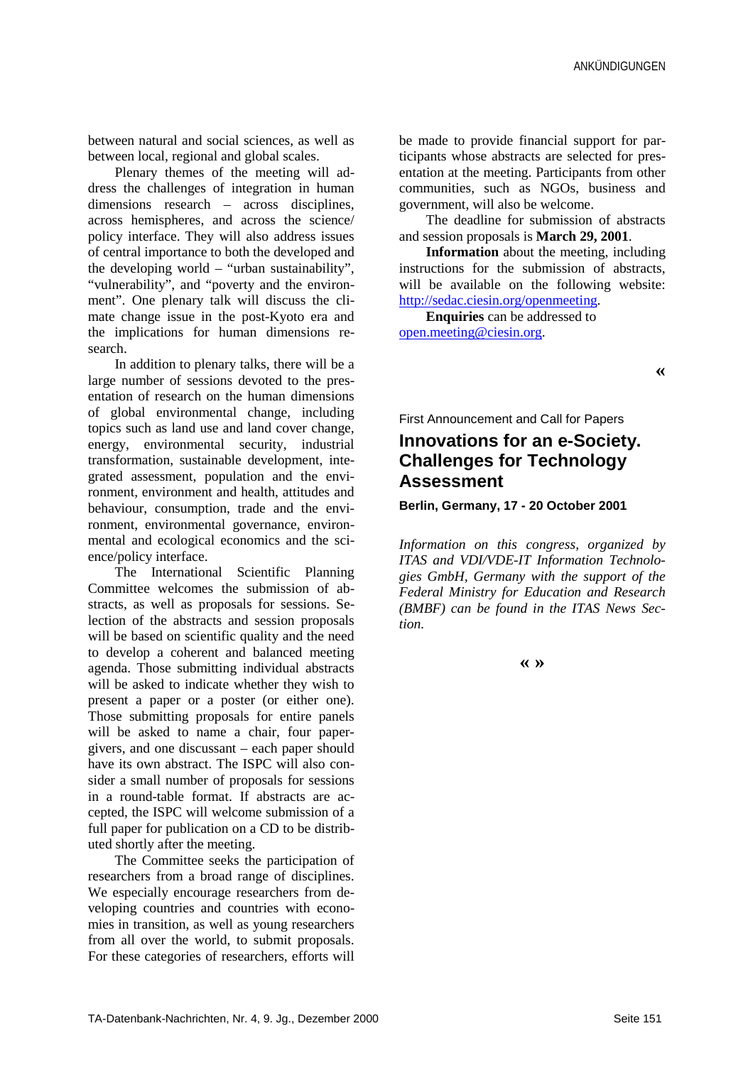between natural and social sciences, as well as between local, regional and global scales.

Plenary themes of the meeting will address the challenges of integration in human dimensions research – across disciplines, across hemispheres, and across the science/ policy interface. They will also address issues of central importance to both the developed and the developing world – "urban sustainability", "vulnerability", and "poverty and the environment". One plenary talk will discuss the climate change issue in the post-Kyoto era and the implications for human dimensions research.

In addition to plenary talks, there will be a large number of sessions devoted to the presentation of research on the human dimensions of global environmental change, including topics such as land use and land cover change, energy, environmental security, industrial transformation, sustainable development, integrated assessment, population and the environment, environment and health, attitudes and behaviour, consumption, trade and the environment, environmental governance, environmental and ecological economics and the science/policy interface.

The International Scientific Planning Committee welcomes the submission of abstracts, as well as proposals for sessions. Selection of the abstracts and session proposals will be based on scientific quality and the need to develop a coherent and balanced meeting agenda. Those submitting individual abstracts will be asked to indicate whether they wish to present a paper or a poster (or either one). Those submitting proposals for entire panels will be asked to name a chair, four paper-givers, and one discussant – each paper should have its own abstract. The ISPC will also consider a small number of proposals for sessions in a round-table format. If abstracts are accepted, the ISPC will welcome submission of a full paper for publication on a CD to be distributed shortly after the meeting.

The Committee seeks the participation of researchers from a broad range of disciplines. We especially encourage researchers from developing countries and countries with economies in transition, as well as young researchers from all over the world, to submit proposals. For these categories of researchers, efforts will be made to provide financial support for participants whose abstracts are selected for presentation at the meeting. Participants from other communities, such as NGOs, business and government, will also be welcome.

The deadline for submission of abstracts and session proposals is **March 29, 2001**.

**Information** about the meeting, including instructions for the submission of abstracts, will be available on the following website: http://sedac.ciesin.org/openmeeting.

**Enquiries** can be addressed to open.meeting@ciesin.org.

«

First Announcement and Call for Papers

## Innovations for an e-Society. Challenges for Technology Assessment

**Berlin, Germany, 17 - 20 October 2001**

*Information on this congress, organized by ITAS and VDI/VDE-IT Information Technologies GmbH, Germany with the support of the Federal Ministry for Education and Research (BMBF) can be found in the ITAS News Section.*

« »